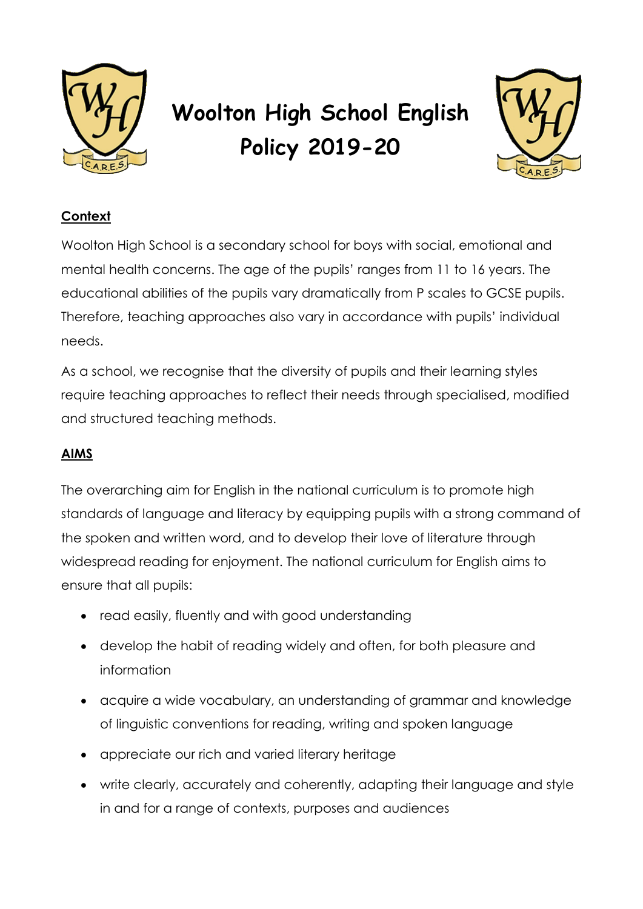# Woolton High School English Policy 2019-20

## Context

Woolton High School is a secondary school for boys with social, emotional and mental health concerns. The age of the pupils' ranges from 11 to 16 years. The educational abilities of the pupils vary dramatically from P scales to GCSE pupils. Therefore, teaching approaches also vary in accordance with pupils' individual needs.

As a school, we recognise that the diversity of pupils and their learning styles require teaching approaches to reflect their needs through specialised, modified and structured teaching methods.

## AIMS

The overarching aim for English in the national curriculum is to promote high standards of language and literacy by equipping pupils with a strong command of the spoken and written word, and to develop their love of literature through widespread reading for enjoyment. The national curriculum for English aims to ensure that all pupils:

- read easily, fluently and with good understanding
- develop the habit of reading widely and often, for both pleasure and information
- acquire a wide vocabulary, an understanding of grammar and knowledge of linguistic conventions for reading, writing and spoken language
- appreciate our rich and varied literary heritage
- write clearly, accurately and coherently, adapting their language and style in and for a range of contexts, purposes and audiences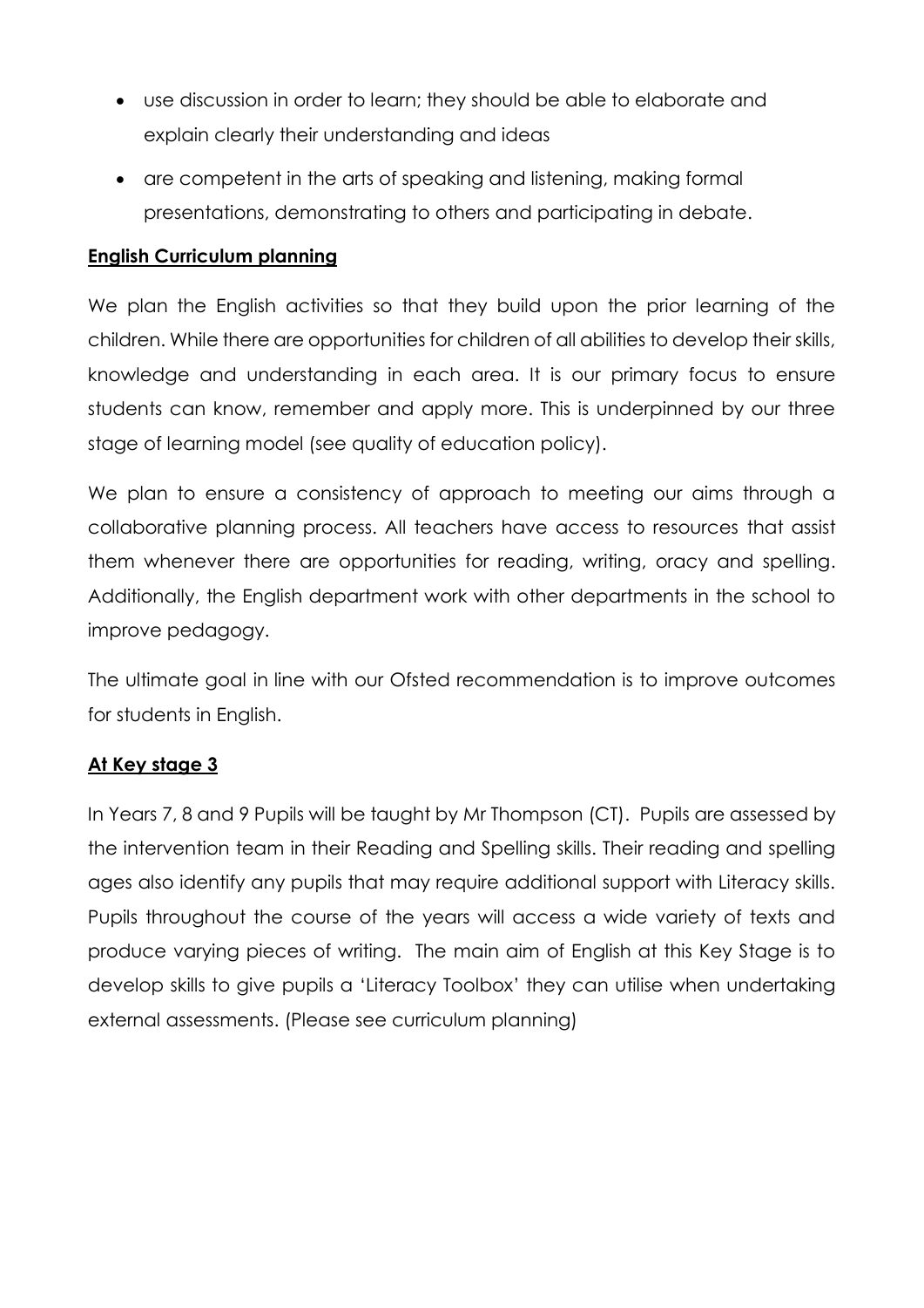- use discussion in order to learn; they should be able to elaborate and explain clearly their understanding and ideas
- are competent in the arts of speaking and listening, making formal presentations, demonstrating to others and participating in debate.

**English Curriculum planning**

We plan the English activities so that they build upon the prior learning of the children. While there are opportunities for children of all abilities to develop their skills, knowledge and understanding in each area. It is our primary focus to ensure students can know, remember and apply more. This is underpinned by our three stage of learning model (see quality of education policy).

We plan to ensure a consistency of approach to meeting our aims through a collaborative planning process. All teachers have access to resources that assist them whenever there are opportunities for reading, writing, oracy and spelling. Additionally, the English department work with other departments in the school to improve pedagogy.

The ultimate goal in line with our Ofsted recommendation is to improve outcomes for students in English.

**At Key stage 3**

In Years 7, 8 and 9 Pupils will be taught by Mr Thompson (CT). Pupils are assessed by the intervention team in their Reading and Spelling skills. Their reading and spelling ages also identify any pupils that may require additional support with Literacy skills. Pupils throughout the course of the years will access a wide variety of texts and produce varying pieces of writing. The main aim of English at this Key Stage is to develop skills to give pupils a 'Literacy Toolbox' they can utilise when undertaking external assessments. (Please see curriculum planning)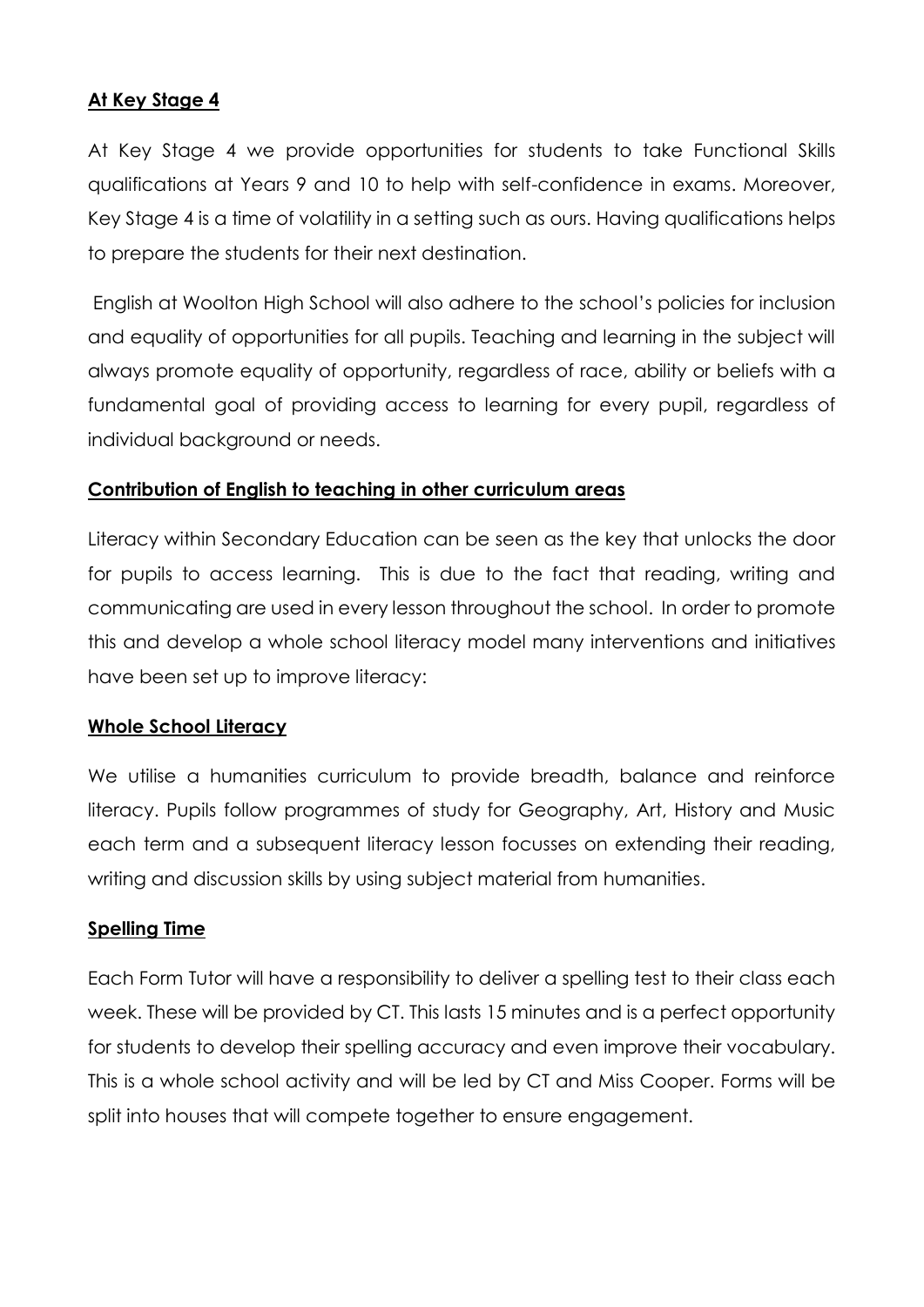**At Key Stage 4**

At Key Stage 4 we provide opportunities for students to take Functional Skills qualifications at Years 9 and 10 to help with self-confidence in exams. Moreover, Key Stage 4 is a time of volatility in a setting such as ours. Having qualifications helps to prepare the students for their next destination.

English at Woolton High School will also adhere to the school's policies for inclusion and equality of opportunities for all pupils. Teaching and learning in the subject will always promote equality of opportunity, regardless of race, ability or beliefs with a fundamental goal of providing access to learning for every pupil, regardless of individual background or needs.

**Contribution of English to teaching in other curriculum areas**

Literacy within Secondary Education can be seen as the key that unlocks the door for pupils to access learning. This is due to the fact that reading, writing and communicating are used in every lesson throughout the school. In order to promote this and develop a whole school literacy model many interventions and initiatives have been set up to improve literacy:

**Whole School Literacy**

We utilise a humanities curriculum to provide breadth, balance and reinforce literacy. Pupils follow programmes of study for Geography, Art, History and Music each term and a subsequent literacy lesson focusses on extending their reading, writing and discussion skills by using subject material from humanities.

**Spelling Time**

Each Form Tutor will have a responsibility to deliver a spelling test to their class each week. These will be provided by CT. This lasts 15 minutes and is a perfect opportunity for students to develop their spelling accuracy and even improve their vocabulary. This is a whole school activity and will be led by CT and Miss Cooper. Forms will be split into houses that will compete together to ensure engagement.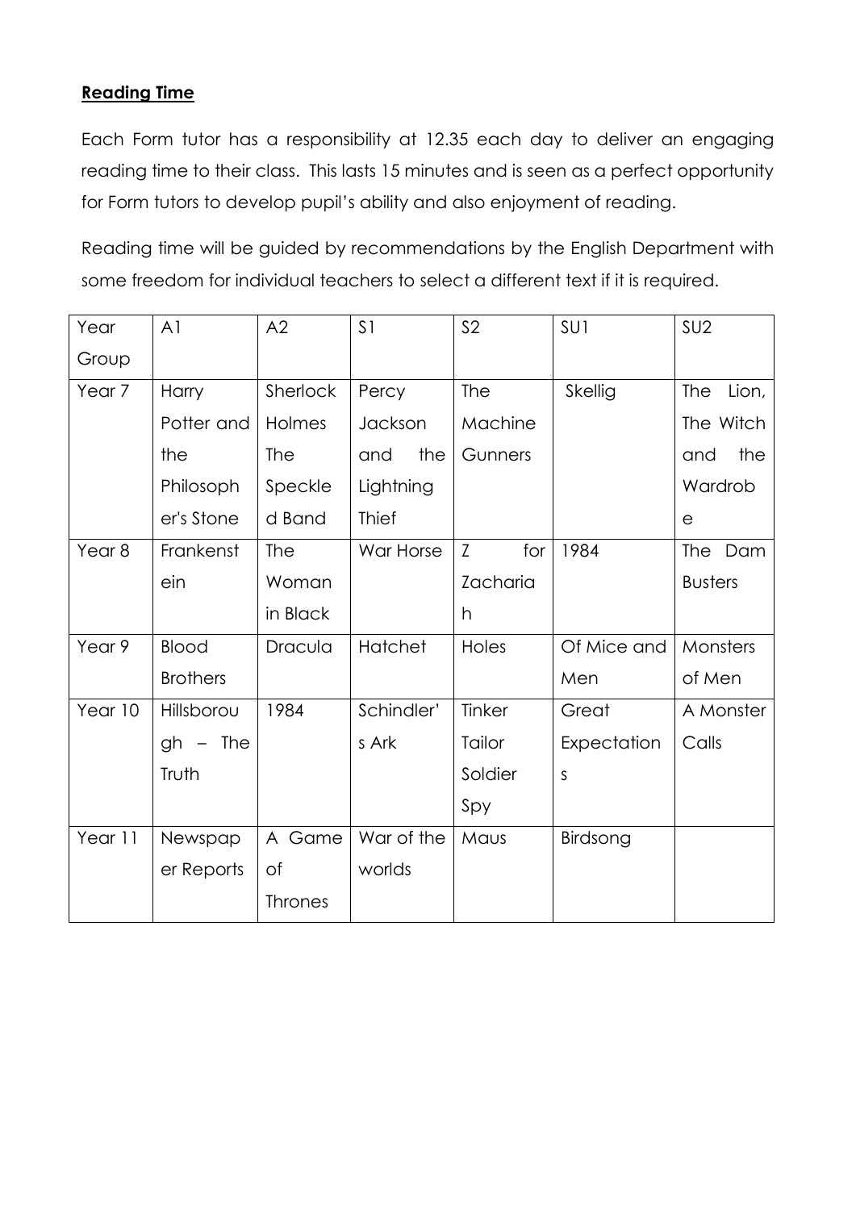**Reading Time**

Each Form tutor has a responsibility at 12.35 each day to deliver an engaging reading time to their class. This lasts 15 minutes and is seen as a perfect opportunity for Form tutors to develop pupil's ability and also enjoyment of reading.

Reading time will be guided by recommendations by the English Department with some freedom for individual teachers to select a different text if it is required.

| Year Group | A1 | A2 | S1 | S2 | SU1 | SU2 |
|---|---|---|---|---|---|---|
| Year 7 | Harry Potter and the Philosopher's Stone | Sherlock Holmes The Speckled Band | Percy Jackson and the Lightning Thief | The Machine Gunners | Skellig | The Lion, The Witch and the Wardrobe |
| Year 8 | Frankenstein | The Woman in Black | War Horse | Z for Zachariah | 1984 | The Dam Busters |
| Year 9 | Blood Brothers | Dracula | Hatchet | Holes | Of Mice and Men | Monsters of Men |
| Year 10 | Hillsborough – The Truth | 1984 | Schindler's Ark | Tinker Tailor Soldier Spy | Great Expectations | A Monster Calls |
| Year 11 | Newspaper Reports | A Game of Thrones | War of the worlds | Maus | Birdsong | |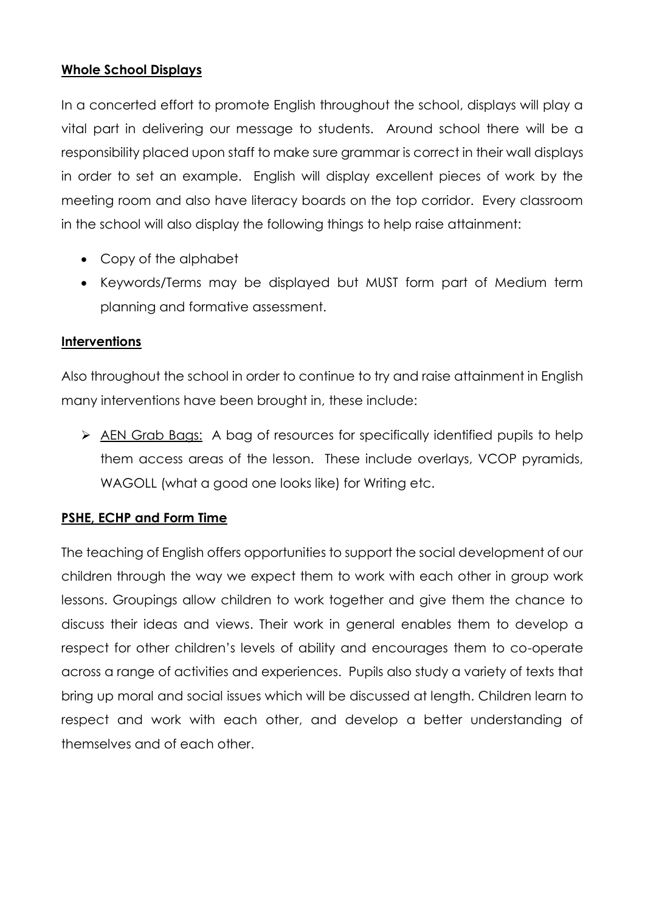**Whole School Displays**

In a concerted effort to promote English throughout the school, displays will play a vital part in delivering our message to students. Around school there will be a responsibility placed upon staff to make sure grammar is correct in their wall displays in order to set an example. English will display excellent pieces of work by the meeting room and also have literacy boards on the top corridor. Every classroom in the school will also display the following things to help raise attainment:

- Copy of the alphabet
- Keywords/Terms may be displayed but MUST form part of Medium term planning and formative assessment.

**Interventions**

Also throughout the school in order to continue to try and raise attainment in English many interventions have been brought in, these include:

- AEN Grab Bags: A bag of resources for specifically identified pupils to help them access areas of the lesson. These include overlays, VCOP pyramids, WAGOLL (what a good one looks like) for Writing etc.

**PSHE, ECHP and Form Time**

The teaching of English offers opportunities to support the social development of our children through the way we expect them to work with each other in group work lessons. Groupings allow children to work together and give them the chance to discuss their ideas and views. Their work in general enables them to develop a respect for other children's levels of ability and encourages them to co-operate across a range of activities and experiences. Pupils also study a variety of texts that bring up moral and social issues which will be discussed at length. Children learn to respect and work with each other, and develop a better understanding of themselves and of each other.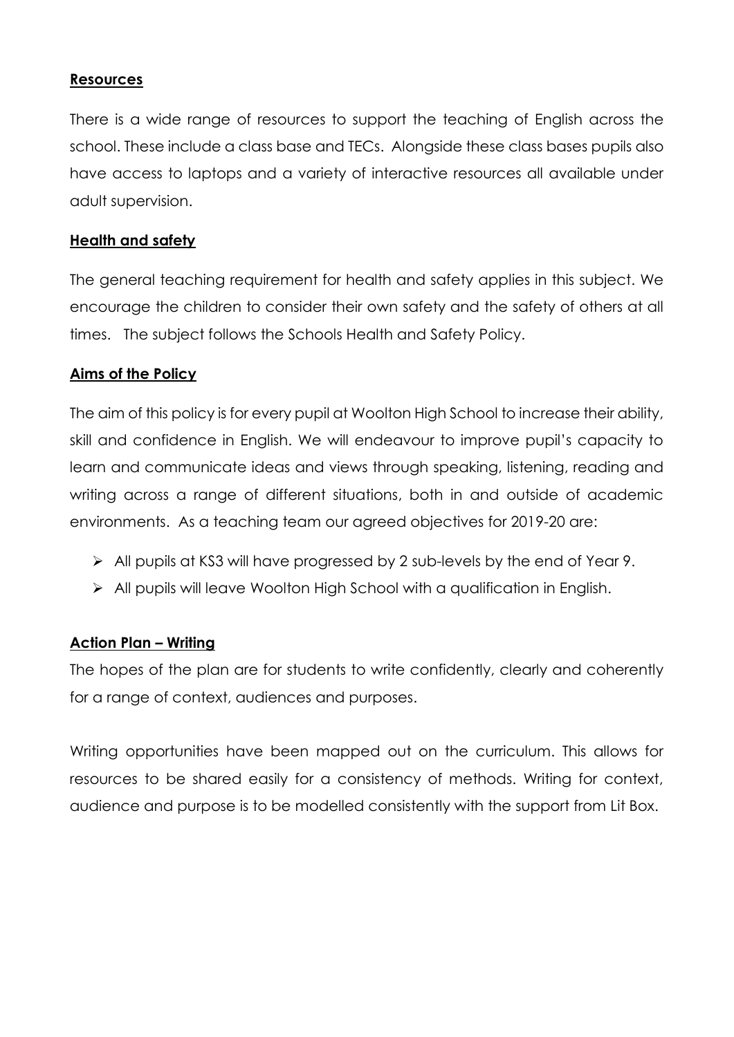## Resources

There is a wide range of resources to support the teaching of English across the school. These include a class base and TECs. Alongside these class bases pupils also have access to laptops and a variety of interactive resources all available under adult supervision.

## Health and safety

The general teaching requirement for health and safety applies in this subject. We encourage the children to consider their own safety and the safety of others at all times. The subject follows the Schools Health and Safety Policy.

## Aims of the Policy

The aim of this policy is for every pupil at Woolton High School to increase their ability, skill and confidence in English. We will endeavour to improve pupil's capacity to learn and communicate ideas and views through speaking, listening, reading and writing across a range of different situations, both in and outside of academic environments. As a teaching team our agreed objectives for 2019-20 are:

- All pupils at KS3 will have progressed by 2 sub-levels by the end of Year 9.
- All pupils will leave Woolton High School with a qualification in English.

## Action Plan – Writing

The hopes of the plan are for students to write confidently, clearly and coherently for a range of context, audiences and purposes.

Writing opportunities have been mapped out on the curriculum. This allows for resources to be shared easily for a consistency of methods. Writing for context, audience and purpose is to be modelled consistently with the support from Lit Box.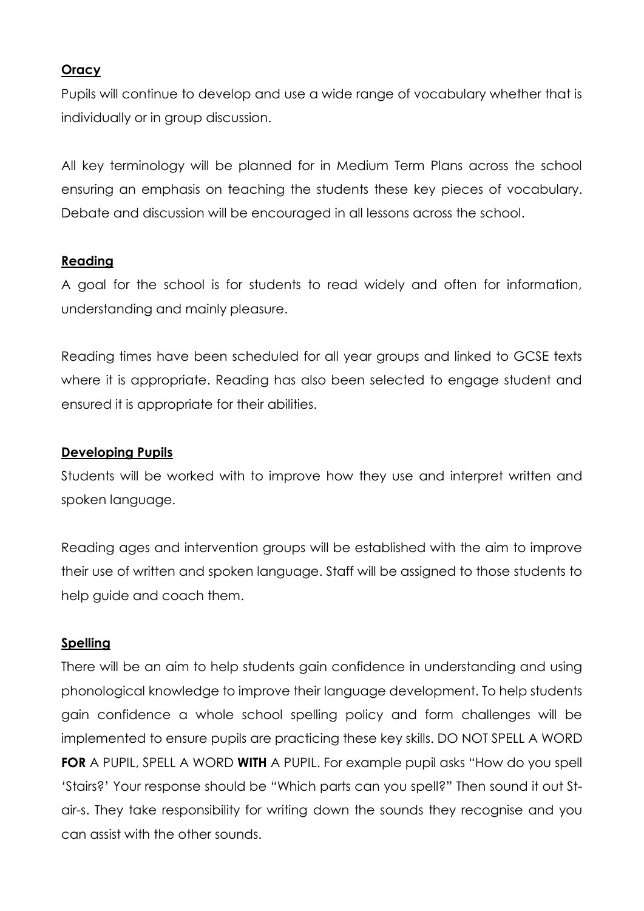**Oracy**

Pupils will continue to develop and use a wide range of vocabulary whether that is individually or in group discussion.

All key terminology will be planned for in Medium Term Plans across the school ensuring an emphasis on teaching the students these key pieces of vocabulary. Debate and discussion will be encouraged in all lessons across the school.

**Reading**

A goal for the school is for students to read widely and often for information, understanding and mainly pleasure.

Reading times have been scheduled for all year groups and linked to GCSE texts where it is appropriate. Reading has also been selected to engage student and ensured it is appropriate for their abilities.

**Developing Pupils**

Students will be worked with to improve how they use and interpret written and spoken language.

Reading ages and intervention groups will be established with the aim to improve their use of written and spoken language. Staff will be assigned to those students to help guide and coach them.

**Spelling**

There will be an aim to help students gain confidence in understanding and using phonological knowledge to improve their language development. To help students gain confidence a whole school spelling policy and form challenges will be implemented to ensure pupils are practicing these key skills. DO NOT SPELL A WORD **FOR** A PUPIL, SPELL A WORD **WITH** A PUPIL. For example pupil asks "How do you spell 'Stairs?' Your response should be "Which parts can you spell?" Then sound it out St-air-s. They take responsibility for writing down the sounds they recognise and you can assist with the other sounds.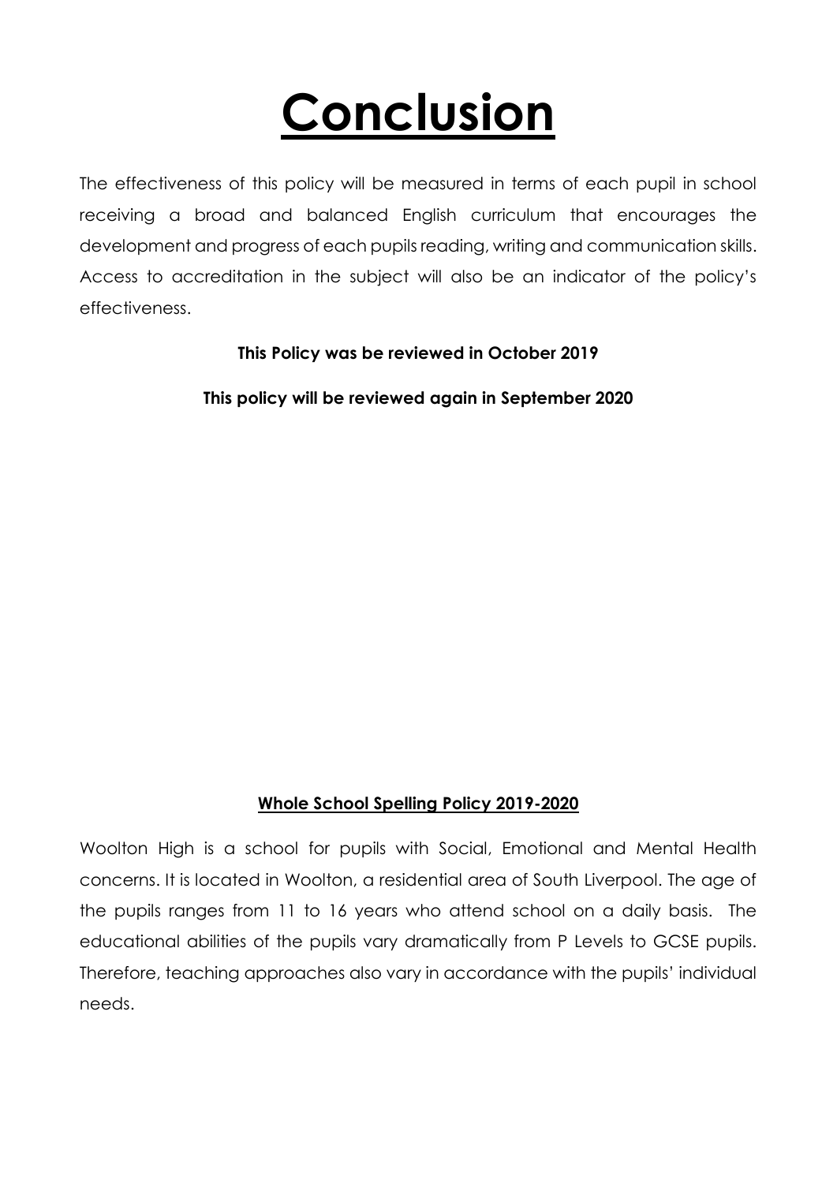# Conclusion

The effectiveness of this policy will be measured in terms of each pupil in school receiving a broad and balanced English curriculum that encourages the development and progress of each pupils reading, writing and communication skills. Access to accreditation in the subject will also be an indicator of the policy's effectiveness.

**This Policy was be reviewed in October 2019**

**This policy will be reviewed again in September 2020**

## Whole School Spelling Policy 2019-2020

Woolton High is a school for pupils with Social, Emotional and Mental Health concerns. It is located in Woolton, a residential area of South Liverpool. The age of the pupils ranges from 11 to 16 years who attend school on a daily basis. The educational abilities of the pupils vary dramatically from P Levels to GCSE pupils. Therefore, teaching approaches also vary in accordance with the pupils' individual needs.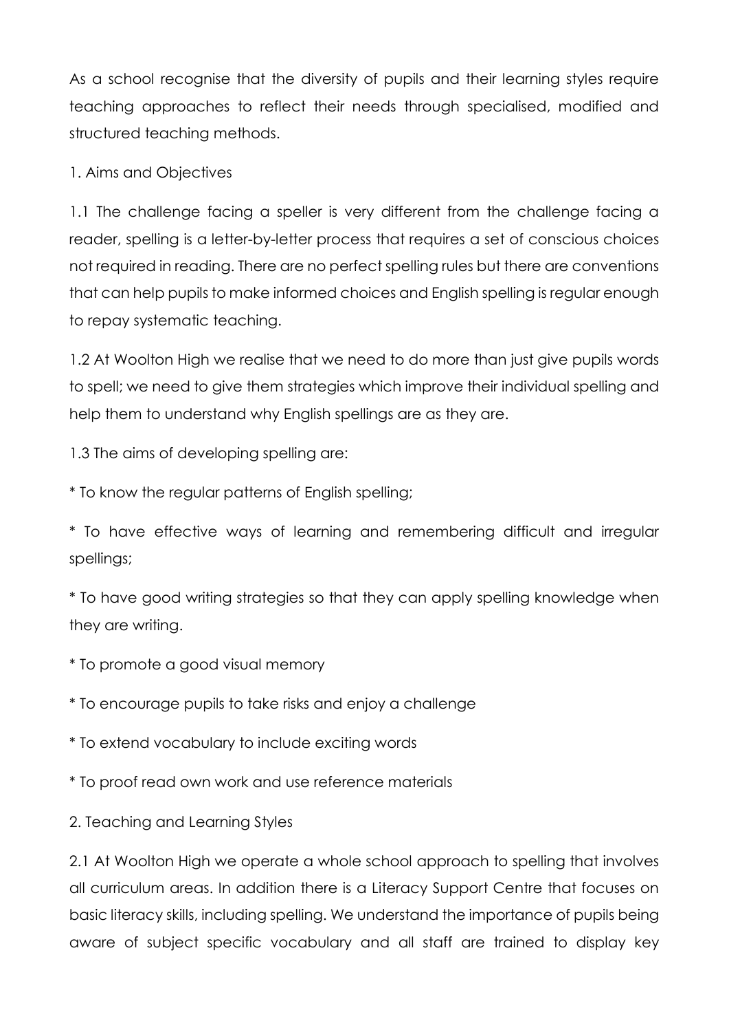As a school recognise that the diversity of pupils and their learning styles require teaching approaches to reflect their needs through specialised, modified and structured teaching methods.

## 1. Aims and Objectives

1.1 The challenge facing a speller is very different from the challenge facing a reader, spelling is a letter-by-letter process that requires a set of conscious choices not required in reading. There are no perfect spelling rules but there are conventions that can help pupils to make informed choices and English spelling is regular enough to repay systematic teaching.

1.2 At Woolton High we realise that we need to do more than just give pupils words to spell; we need to give them strategies which improve their individual spelling and help them to understand why English spellings are as they are.

1.3 The aims of developing spelling are:

* To know the regular patterns of English spelling;
* To have effective ways of learning and remembering difficult and irregular spellings;
* To have good writing strategies so that they can apply spelling knowledge when they are writing.
* To promote a good visual memory
* To encourage pupils to take risks and enjoy a challenge
* To extend vocabulary to include exciting words
* To proof read own work and use reference materials

## 2. Teaching and Learning Styles

2.1 At Woolton High we operate a whole school approach to spelling that involves all curriculum areas. In addition there is a Literacy Support Centre that focuses on basic literacy skills, including spelling. We understand the importance of pupils being aware of subject specific vocabulary and all staff are trained to display key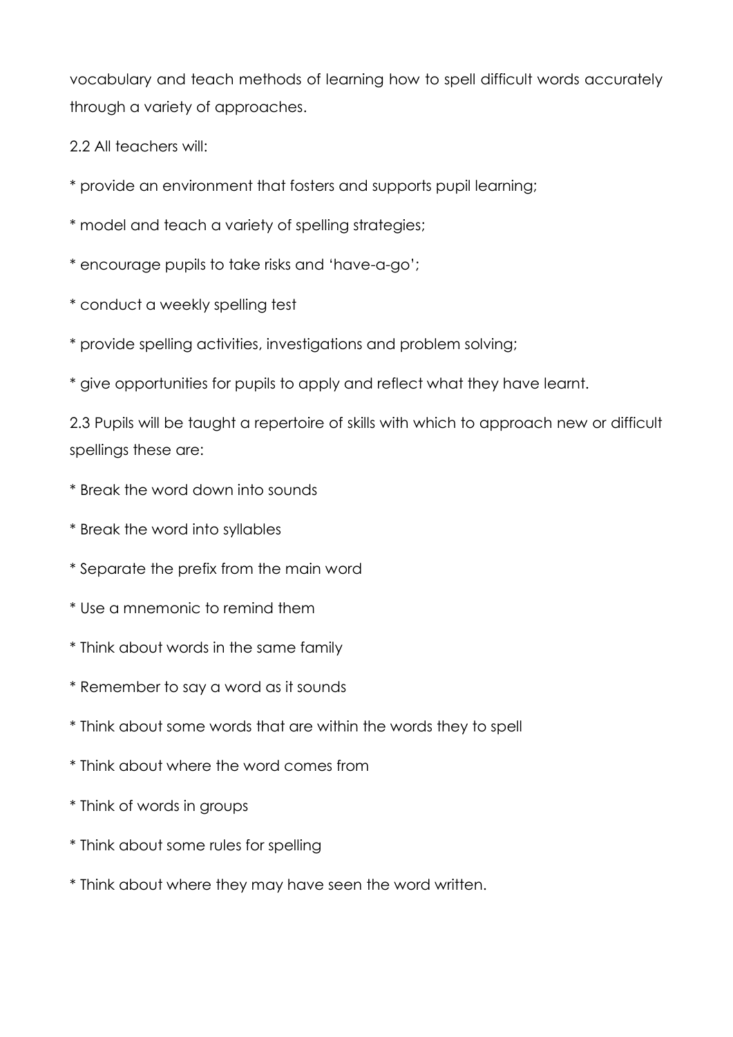vocabulary and teach methods of learning how to spell difficult words accurately through a variety of approaches.

2.2 All teachers will:

* provide an environment that fosters and supports pupil learning;
* model and teach a variety of spelling strategies;
* encourage pupils to take risks and 'have-a-go';
* conduct a weekly spelling test
* provide spelling activities, investigations and problem solving;
* give opportunities for pupils to apply and reflect what they have learnt.

2.3 Pupils will be taught a repertoire of skills with which to approach new or difficult spellings these are:

* Break the word down into sounds
* Break the word into syllables
* Separate the prefix from the main word
* Use a mnemonic to remind them
* Think about words in the same family
* Remember to say a word as it sounds
* Think about some words that are within the words they to spell
* Think about where the word comes from
* Think of words in groups
* Think about some rules for spelling
* Think about where they may have seen the word written.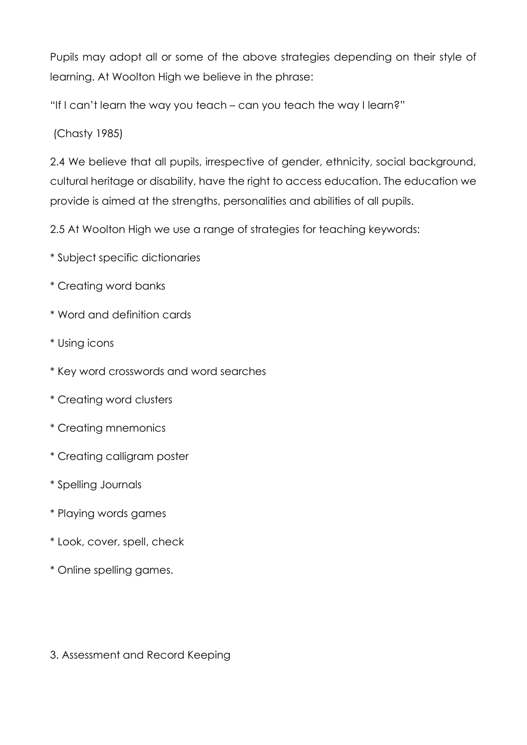Pupils may adopt all or some of the above strategies depending on their style of learning. At Woolton High we believe in the phrase:

"If I can't learn the way you teach – can you teach the way I learn?"

(Chasty 1985)

2.4 We believe that all pupils, irrespective of gender, ethnicity, social background, cultural heritage or disability, have the right to access education. The education we provide is aimed at the strengths, personalities and abilities of all pupils.

2.5 At Woolton High we use a range of strategies for teaching keywords:

* Subject specific dictionaries
* Creating word banks
* Word and definition cards
* Using icons
* Key word crosswords and word searches
* Creating word clusters
* Creating mnemonics
* Creating calligram poster
* Spelling Journals
* Playing words games
* Look, cover, spell, check
* Online spelling games.

## 3. Assessment and Record Keeping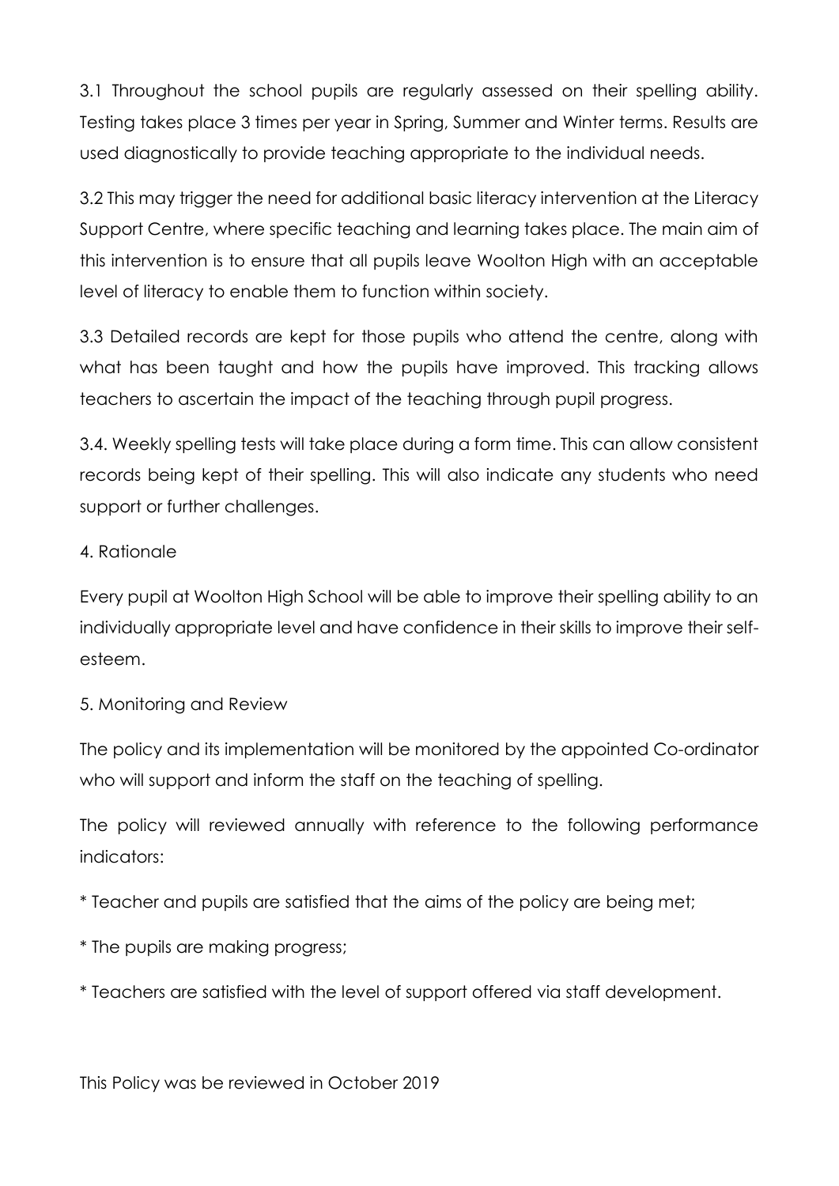3.1 Throughout the school pupils are regularly assessed on their spelling ability. Testing takes place 3 times per year in Spring, Summer and Winter terms. Results are used diagnostically to provide teaching appropriate to the individual needs.

3.2 This may trigger the need for additional basic literacy intervention at the Literacy Support Centre, where specific teaching and learning takes place. The main aim of this intervention is to ensure that all pupils leave Woolton High with an acceptable level of literacy to enable them to function within society.

3.3 Detailed records are kept for those pupils who attend the centre, along with what has been taught and how the pupils have improved. This tracking allows teachers to ascertain the impact of the teaching through pupil progress.

3.4. Weekly spelling tests will take place during a form time. This can allow consistent records being kept of their spelling. This will also indicate any students who need support or further challenges.

## 4. Rationale

Every pupil at Woolton High School will be able to improve their spelling ability to an individually appropriate level and have confidence in their skills to improve their self-esteem.

## 5. Monitoring and Review

The policy and its implementation will be monitored by the appointed Co-ordinator who will support and inform the staff on the teaching of spelling.

The policy will reviewed annually with reference to the following performance indicators:

* Teacher and pupils are satisfied that the aims of the policy are being met;
* The pupils are making progress;
* Teachers are satisfied with the level of support offered via staff development.

This Policy was be reviewed in October 2019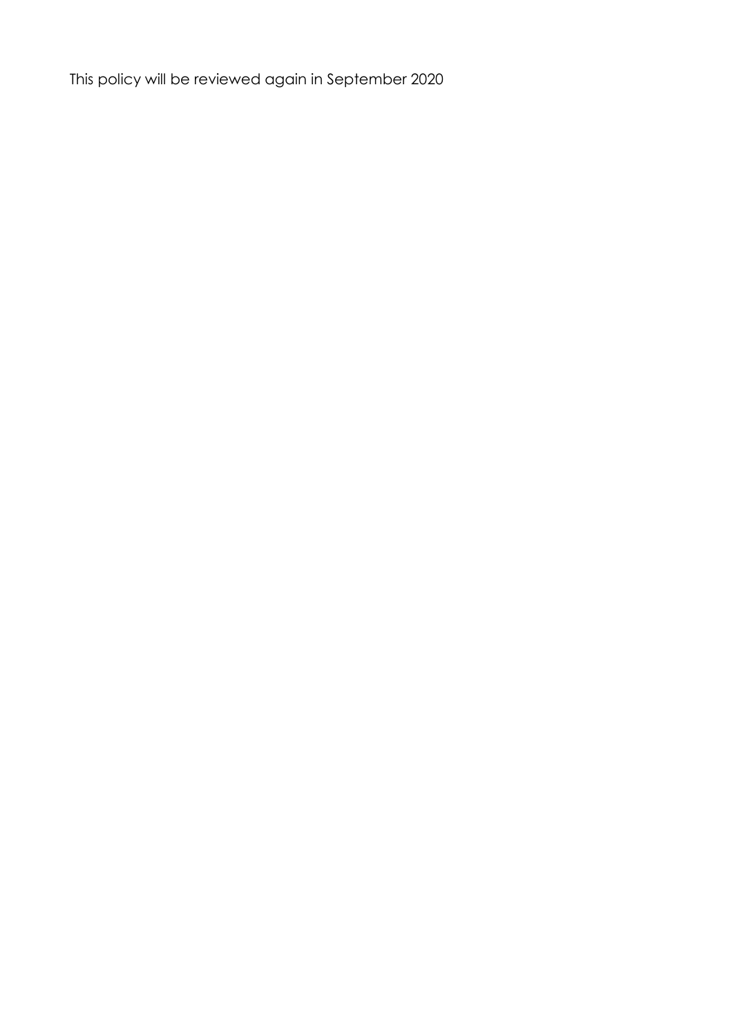This policy will be reviewed again in September 2020